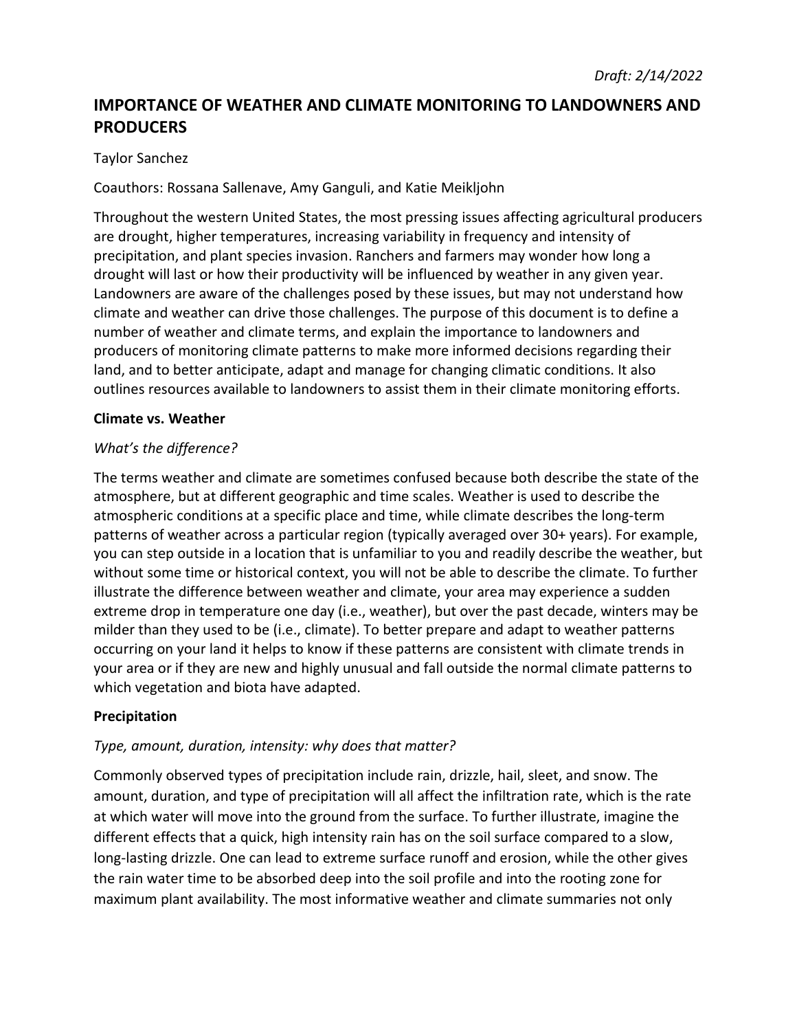*Draft: 2/14/2022*

# IMPORTANCE OF WEATHER AND CLIMATE MONITORING TO LANDOWNERS AND PRODUCERS

Taylor Sanchez

Coauthors: Rossana Sallenave, Amy Ganguli, and Katie Meikljohn

Throughout the western United States, the most pressing issues affecting agricultural producers are drought, higher temperatures, increasing variability in frequency and intensity of precipitation, and plant species invasion. Ranchers and farmers may wonder how long a drought will last or how their productivity will be influenced by weather in any given year. Landowners are aware of the challenges posed by these issues, but may not understand how climate and weather can drive those challenges. The purpose of this document is to define a number of weather and climate terms, and explain the importance to landowners and producers of monitoring climate patterns to make more informed decisions regarding their land, and to better anticipate, adapt and manage for changing climatic conditions. It also outlines resources available to landowners to assist them in their climate monitoring efforts.

## Climate vs. Weather

*What's the difference?*

The terms weather and climate are sometimes confused because both describe the state of the atmosphere, but at different geographic and time scales. Weather is used to describe the atmospheric conditions at a specific place and time, while climate describes the long-term patterns of weather across a particular region (typically averaged over 30+ years). For example, you can step outside in a location that is unfamiliar to you and readily describe the weather, but without some time or historical context, you will not be able to describe the climate. To further illustrate the difference between weather and climate, your area may experience a sudden extreme drop in temperature one day (i.e., weather), but over the past decade, winters may be milder than they used to be (i.e., climate). To better prepare and adapt to weather patterns occurring on your land it helps to know if these patterns are consistent with climate trends in your area or if they are new and highly unusual and fall outside the normal climate patterns to which vegetation and biota have adapted.

## Precipitation

*Type, amount, duration, intensity: why does that matter?*

Commonly observed types of precipitation include rain, drizzle, hail, sleet, and snow. The amount, duration, and type of precipitation will all affect the infiltration rate, which is the rate at which water will move into the ground from the surface. To further illustrate, imagine the different effects that a quick, high intensity rain has on the soil surface compared to a slow, long-lasting drizzle. One can lead to extreme surface runoff and erosion, while the other gives the rain water time to be absorbed deep into the soil profile and into the rooting zone for maximum plant availability. The most informative weather and climate summaries not only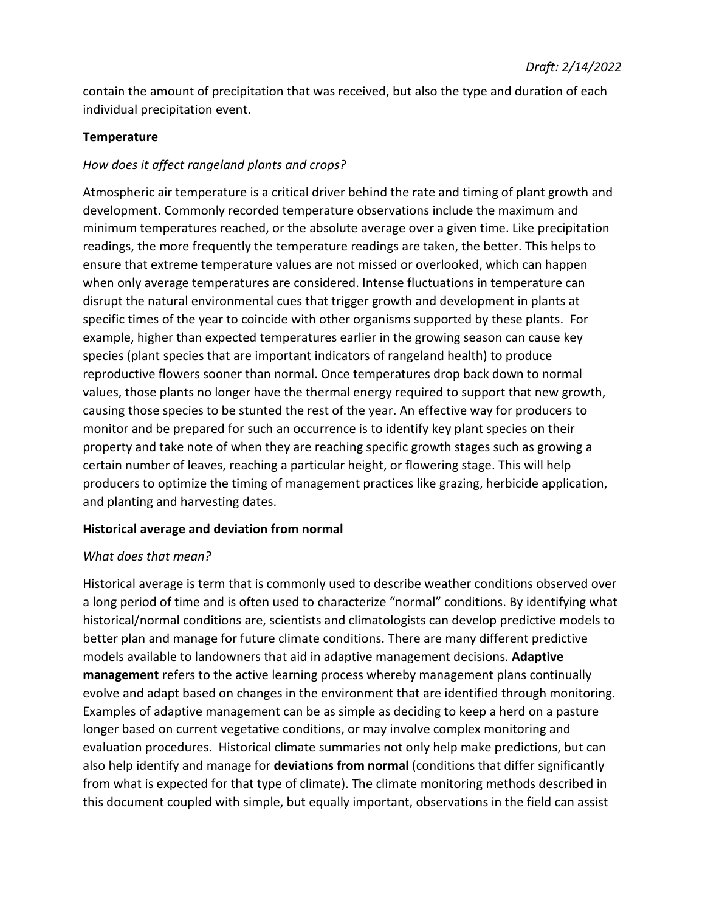contain the amount of precipitation that was received, but also the type and duration of each individual precipitation event.

**Temperature**

*How does it affect rangeland plants and crops?*

Atmospheric air temperature is a critical driver behind the rate and timing of plant growth and development. Commonly recorded temperature observations include the maximum and minimum temperatures reached, or the absolute average over a given time. Like precipitation readings, the more frequently the temperature readings are taken, the better. This helps to ensure that extreme temperature values are not missed or overlooked, which can happen when only average temperatures are considered. Intense fluctuations in temperature can disrupt the natural environmental cues that trigger growth and development in plants at specific times of the year to coincide with other organisms supported by these plants. For example, higher than expected temperatures earlier in the growing season can cause key species (plant species that are important indicators of rangeland health) to produce reproductive flowers sooner than normal. Once temperatures drop back down to normal values, those plants no longer have the thermal energy required to support that new growth, causing those species to be stunted the rest of the year. An effective way for producers to monitor and be prepared for such an occurrence is to identify key plant species on their property and take note of when they are reaching specific growth stages such as growing a certain number of leaves, reaching a particular height, or flowering stage. This will help producers to optimize the timing of management practices like grazing, herbicide application, and planting and harvesting dates.

**Historical average and deviation from normal**

*What does that mean?*

Historical average is term that is commonly used to describe weather conditions observed over a long period of time and is often used to characterize "normal" conditions. By identifying what historical/normal conditions are, scientists and climatologists can develop predictive models to better plan and manage for future climate conditions. There are many different predictive models available to landowners that aid in adaptive management decisions. **Adaptive management** refers to the active learning process whereby management plans continually evolve and adapt based on changes in the environment that are identified through monitoring. Examples of adaptive management can be as simple as deciding to keep a herd on a pasture longer based on current vegetative conditions, or may involve complex monitoring and evaluation procedures. Historical climate summaries not only help make predictions, but can also help identify and manage for **deviations from normal** (conditions that differ significantly from what is expected for that type of climate). The climate monitoring methods described in this document coupled with simple, but equally important, observations in the field can assist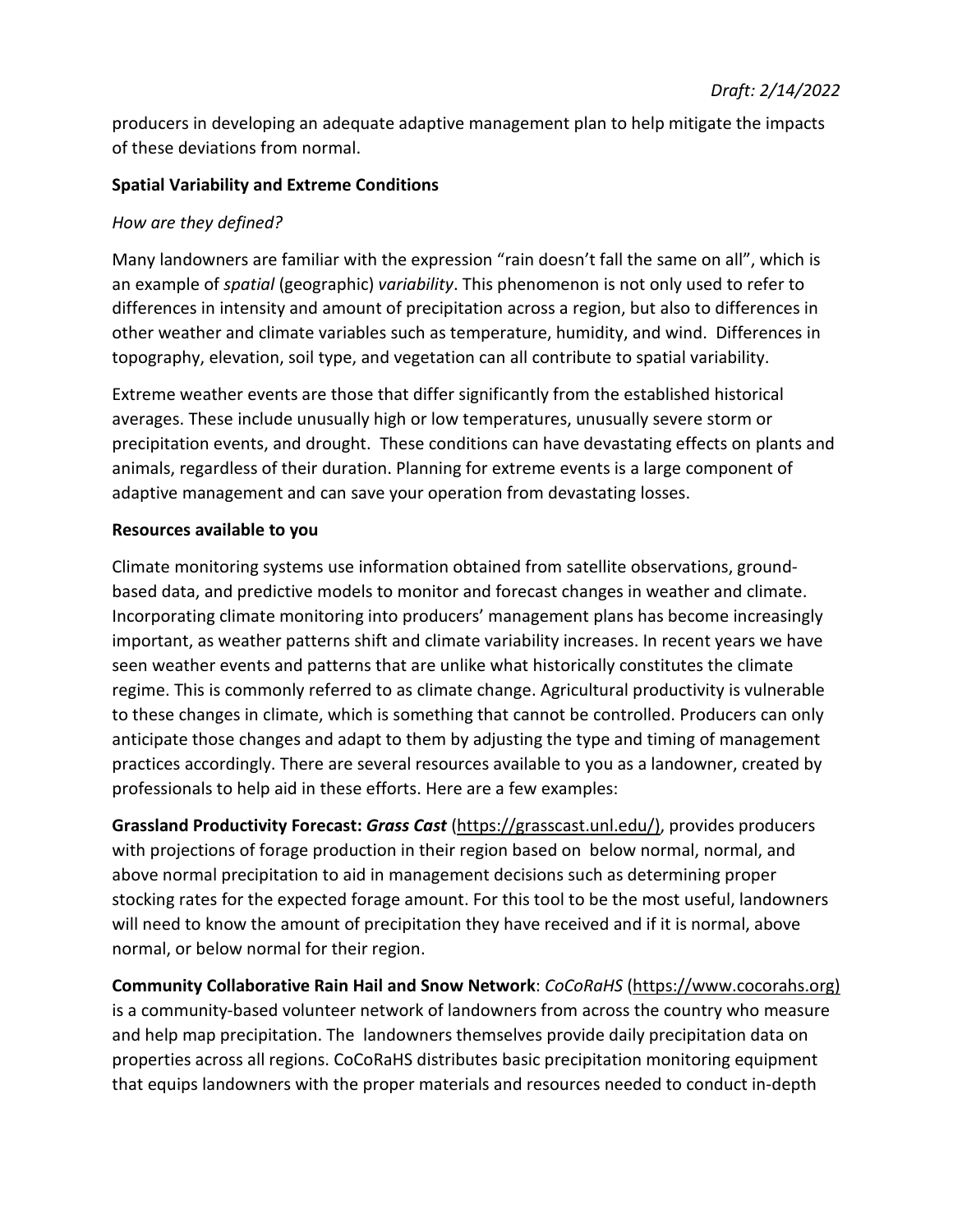producers in developing an adequate adaptive management plan to help mitigate the impacts of these deviations from normal.

**Spatial Variability and Extreme Conditions**

*How are they defined?*

Many landowners are familiar with the expression "rain doesn't fall the same on all", which is an example of *spatial* (geographic) *variability*. This phenomenon is not only used to refer to differences in intensity and amount of precipitation across a region, but also to differences in other weather and climate variables such as temperature, humidity, and wind. Differences in topography, elevation, soil type, and vegetation can all contribute to spatial variability.

Extreme weather events are those that differ significantly from the established historical averages. These include unusually high or low temperatures, unusually severe storm or precipitation events, and drought. These conditions can have devastating effects on plants and animals, regardless of their duration. Planning for extreme events is a large component of adaptive management and can save your operation from devastating losses.

**Resources available to you**

Climate monitoring systems use information obtained from satellite observations, ground-based data, and predictive models to monitor and forecast changes in weather and climate. Incorporating climate monitoring into producers' management plans has become increasingly important, as weather patterns shift and climate variability increases. In recent years we have seen weather events and patterns that are unlike what historically constitutes the climate regime. This is commonly referred to as climate change. Agricultural productivity is vulnerable to these changes in climate, which is something that cannot be controlled. Producers can only anticipate those changes and adapt to them by adjusting the type and timing of management practices accordingly. There are several resources available to you as a landowner, created by professionals to help aid in these efforts. Here are a few examples:

**Grassland Productivity Forecast: *Grass Cast*** (https://grasscast.unl.edu/), provides producers with projections of forage production in their region based on below normal, normal, and above normal precipitation to aid in management decisions such as determining proper stocking rates for the expected forage amount. For this tool to be the most useful, landowners will need to know the amount of precipitation they have received and if it is normal, above normal, or below normal for their region.

**Community Collaborative Rain Hail and Snow Network**: *CoCoRaHS* (https://www.cocorahs.org) is a community-based volunteer network of landowners from across the country who measure and help map precipitation. The landowners themselves provide daily precipitation data on properties across all regions. CoCoRaHS distributes basic precipitation monitoring equipment that equips landowners with the proper materials and resources needed to conduct in-depth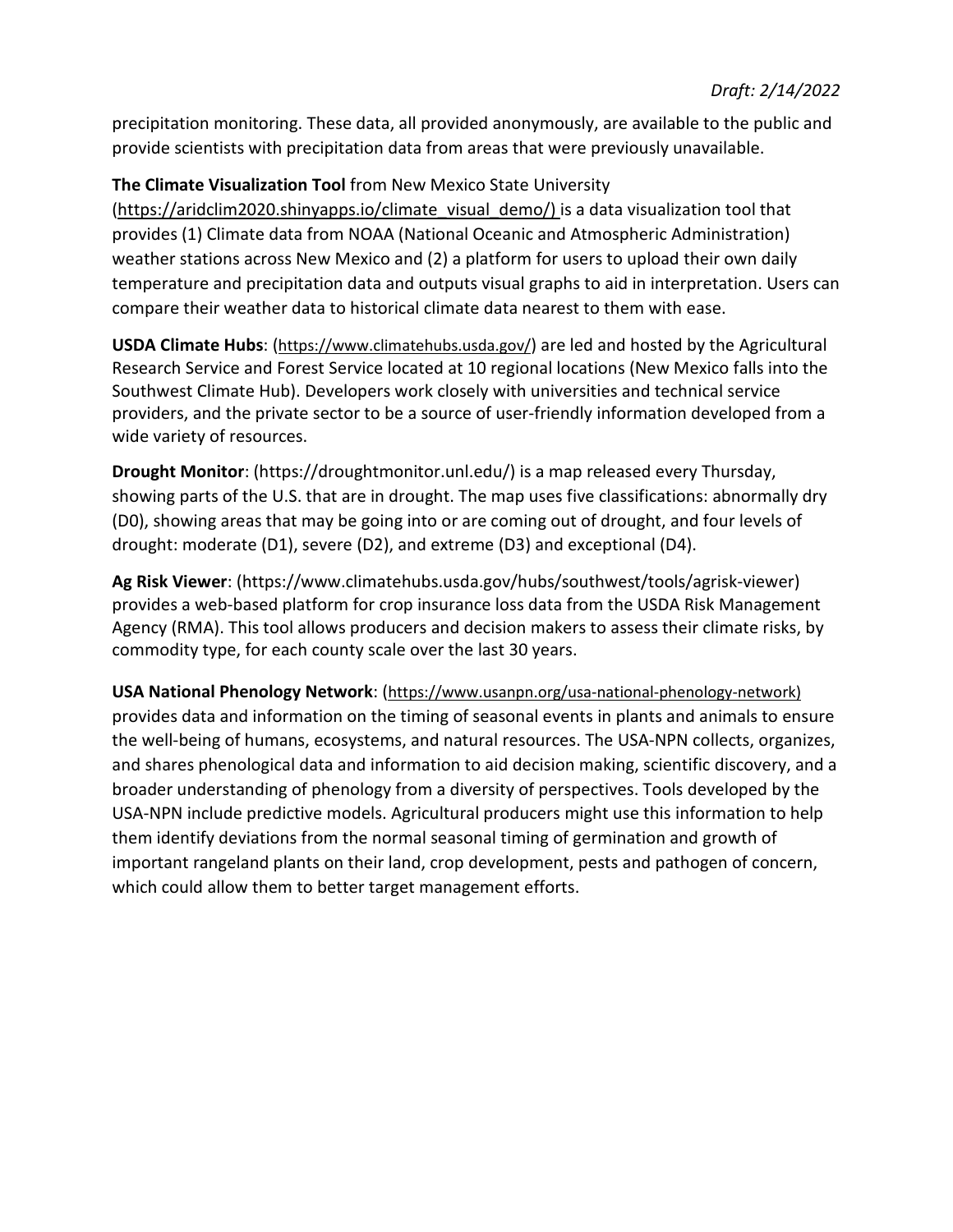precipitation monitoring. These data, all provided anonymously, are available to the public and provide scientists with precipitation data from areas that were previously unavailable.

**The Climate Visualization Tool** from New Mexico State University (https://aridclim2020.shinyapps.io/climate_visual_demo/) is a data visualization tool that provides (1) Climate data from NOAA (National Oceanic and Atmospheric Administration) weather stations across New Mexico and (2) a platform for users to upload their own daily temperature and precipitation data and outputs visual graphs to aid in interpretation. Users can compare their weather data to historical climate data nearest to them with ease.

**USDA Climate Hubs**: (https://www.climatehubs.usda.gov/) are led and hosted by the Agricultural Research Service and Forest Service located at 10 regional locations (New Mexico falls into the Southwest Climate Hub). Developers work closely with universities and technical service providers, and the private sector to be a source of user-friendly information developed from a wide variety of resources.

**Drought Monitor**: (https://droughtmonitor.unl.edu/) is a map released every Thursday, showing parts of the U.S. that are in drought. The map uses five classifications: abnormally dry (D0), showing areas that may be going into or are coming out of drought, and four levels of drought: moderate (D1), severe (D2), and extreme (D3) and exceptional (D4).

**Ag Risk Viewer**: (https://www.climatehubs.usda.gov/hubs/southwest/tools/agrisk-viewer) provides a web-based platform for crop insurance loss data from the USDA Risk Management Agency (RMA). This tool allows producers and decision makers to assess their climate risks, by commodity type, for each county scale over the last 30 years.

**USA National Phenology Network**: (https://www.usanpn.org/usa-national-phenology-network) provides data and information on the timing of seasonal events in plants and animals to ensure the well-being of humans, ecosystems, and natural resources. The USA-NPN collects, organizes, and shares phenological data and information to aid decision making, scientific discovery, and a broader understanding of phenology from a diversity of perspectives. Tools developed by the USA-NPN include predictive models. Agricultural producers might use this information to help them identify deviations from the normal seasonal timing of germination and growth of important rangeland plants on their land, crop development, pests and pathogen of concern, which could allow them to better target management efforts.